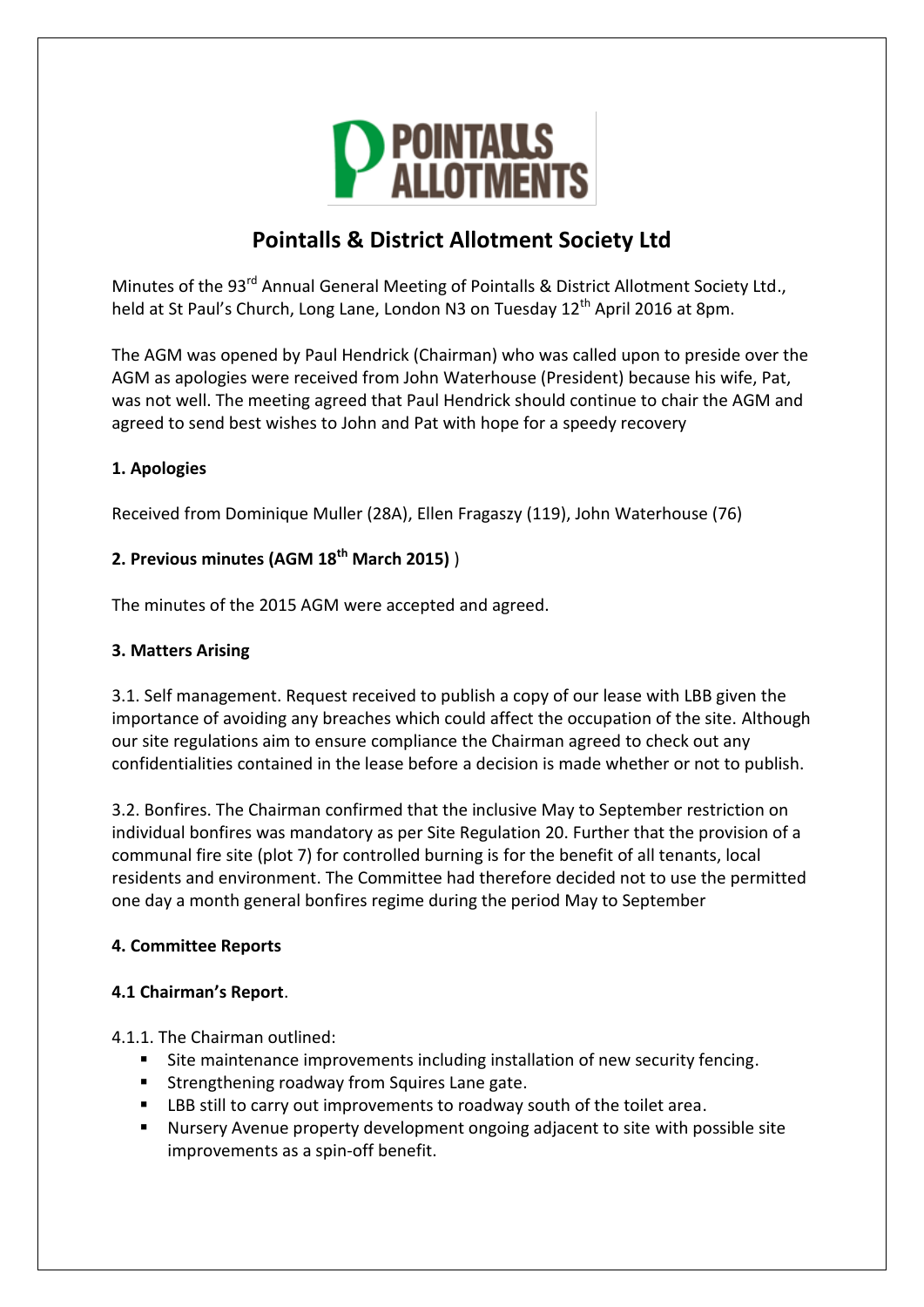# Pointalls & District Allotment Society Ltd

Minutes of the 93rd Annual General Meeting of Pointalls & District Allotment Society Ltd., held at St Paul's Church, Long Lane, London N3 on Tuesday 12th April 2016 at 8pm.

The AGM was opened by Paul Hendrick (Chairman) who was called upon to preside over the AGM as apologies were received from John Waterhouse (President) because his wife, Pat, was not well. The meeting agreed that Paul Hendrick should continue to chair the AGM and agreed to send best wishes to John and Pat with hope for a speedy recovery

**1. Apologies**

Received from Dominique Muller (28A), Ellen Fragaszy (119), John Waterhouse (76)

**2. Previous minutes (AGM 18th March 2015)** )

The minutes of the 2015 AGM were accepted and agreed.

**3. Matters Arising**

3.1. Self management. Request received to publish a copy of our lease with LBB given the importance of avoiding any breaches which could affect the occupation of the site. Although our site regulations aim to ensure compliance the Chairman agreed to check out any confidentialities contained in the lease before a decision is made whether or not to publish.

3.2. Bonfires. The Chairman confirmed that the inclusive May to September restriction on individual bonfires was mandatory as per Site Regulation 20. Further that the provision of a communal fire site (plot 7) for controlled burning is for the benefit of all tenants, local residents and environment. The Committee had therefore decided not to use the permitted one day a month general bonfires regime during the period May to September

**4. Committee Reports**

**4.1 Chairman's Report**.

4.1.1. The Chairman outlined:

- Site maintenance improvements including installation of new security fencing.
- Strengthening roadway from Squires Lane gate.
- LBB still to carry out improvements to roadway south of the toilet area.
- Nursery Avenue property development ongoing adjacent to site with possible site improvements as a spin-off benefit.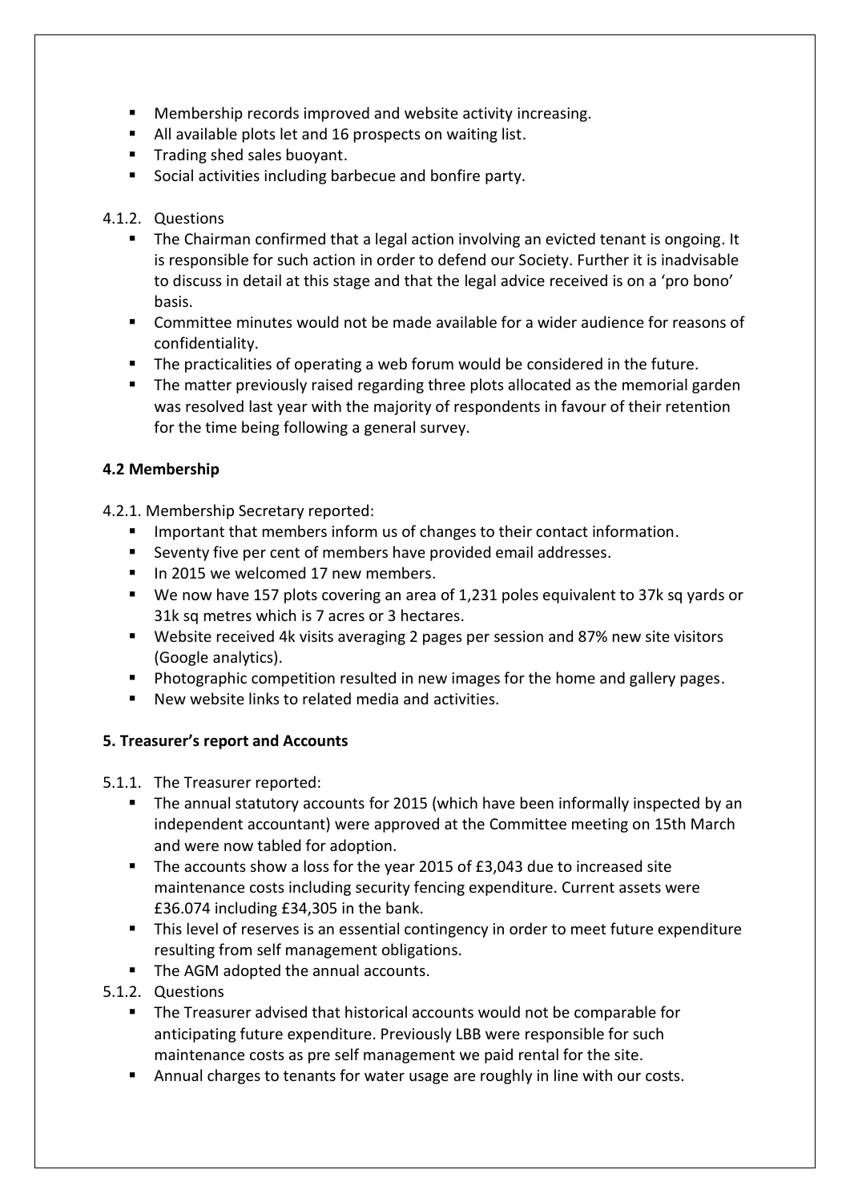- Membership records improved and website activity increasing.
- All available plots let and 16 prospects on waiting list.
- Trading shed sales buoyant.
- Social activities including barbecue and bonfire party.

4.1.2. Questions

- The Chairman confirmed that a legal action involving an evicted tenant is ongoing. It is responsible for such action in order to defend our Society. Further it is inadvisable to discuss in detail at this stage and that the legal advice received is on a 'pro bono' basis.
- Committee minutes would not be made available for a wider audience for reasons of confidentiality.
- The practicalities of operating a web forum would be considered in the future.
- The matter previously raised regarding three plots allocated as the memorial garden was resolved last year with the majority of respondents in favour of their retention for the time being following a general survey.

**4.2 Membership**

4.2.1. Membership Secretary reported:

- Important that members inform us of changes to their contact information.
- Seventy five per cent of members have provided email addresses.
- In 2015 we welcomed 17 new members.
- We now have 157 plots covering an area of 1,231 poles equivalent to 37k sq yards or 31k sq metres which is 7 acres or 3 hectares.
- Website received 4k visits averaging 2 pages per session and 87% new site visitors (Google analytics).
- Photographic competition resulted in new images for the home and gallery pages.
- New website links to related media and activities.

**5. Treasurer's report and Accounts**

5.1.1. The Treasurer reported:

- The annual statutory accounts for 2015 (which have been informally inspected by an independent accountant) were approved at the Committee meeting on 15th March and were now tabled for adoption.
- The accounts show a loss for the year 2015 of £3,043 due to increased site maintenance costs including security fencing expenditure. Current assets were £36.074 including £34,305 in the bank.
- This level of reserves is an essential contingency in order to meet future expenditure resulting from self management obligations.
- The AGM adopted the annual accounts.

5.1.2. Questions

- The Treasurer advised that historical accounts would not be comparable for anticipating future expenditure. Previously LBB were responsible for such maintenance costs as pre self management we paid rental for the site.
- Annual charges to tenants for water usage are roughly in line with our costs.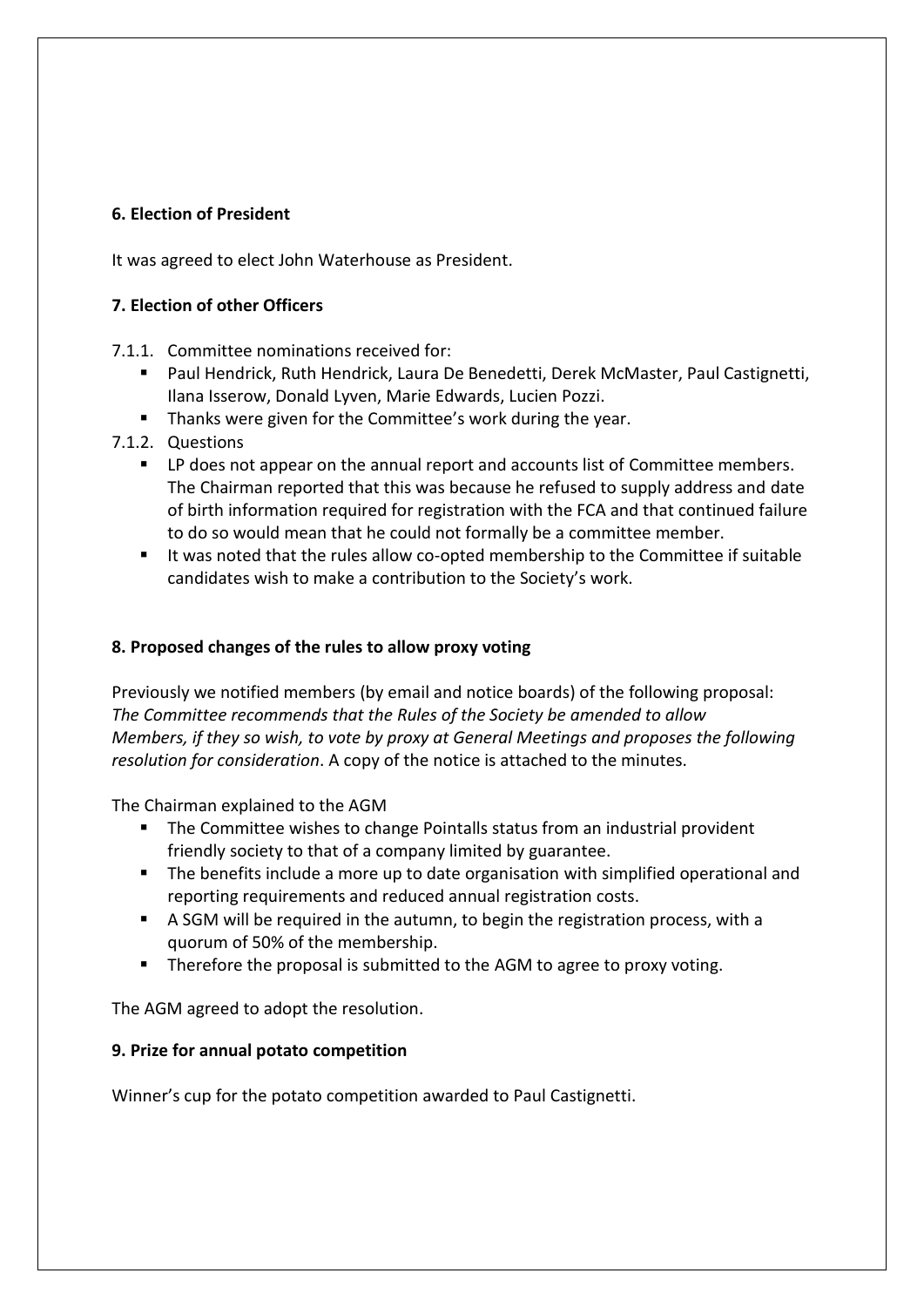**6. Election of President**

It was agreed to elect John Waterhouse as President.

**7. Election of other Officers**

7.1.1. Committee nominations received for:

- Paul Hendrick, Ruth Hendrick, Laura De Benedetti, Derek McMaster, Paul Castignetti, Ilana Isserow, Donald Lyven, Marie Edwards, Lucien Pozzi.
- Thanks were given for the Committee's work during the year.

7.1.2. Questions

- LP does not appear on the annual report and accounts list of Committee members. The Chairman reported that this was because he refused to supply address and date of birth information required for registration with the FCA and that continued failure to do so would mean that he could not formally be a committee member.
- It was noted that the rules allow co-opted membership to the Committee if suitable candidates wish to make a contribution to the Society's work.

**8. Proposed changes of the rules to allow proxy voting**

Previously we notified members (by email and notice boards) of the following proposal: *The Committee recommends that the Rules of the Society be amended to allow Members, if they so wish, to vote by proxy at General Meetings and proposes the following resolution for consideration*. A copy of the notice is attached to the minutes.

The Chairman explained to the AGM

- The Committee wishes to change Pointalls status from an industrial provident friendly society to that of a company limited by guarantee.
- The benefits include a more up to date organisation with simplified operational and reporting requirements and reduced annual registration costs.
- A SGM will be required in the autumn, to begin the registration process, with a quorum of 50% of the membership.
- Therefore the proposal is submitted to the AGM to agree to proxy voting.

The AGM agreed to adopt the resolution.

**9. Prize for annual potato competition**

Winner's cup for the potato competition awarded to Paul Castignetti.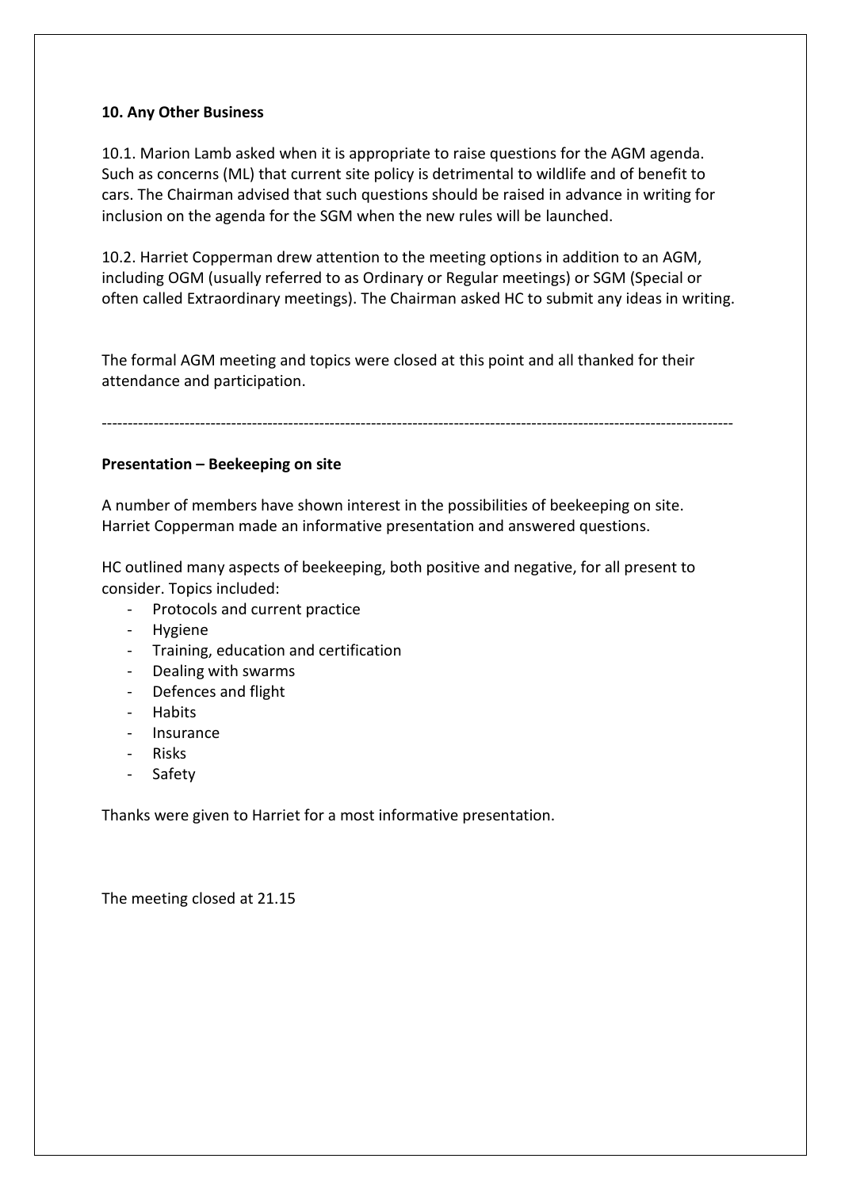**10. Any Other Business**

10.1. Marion Lamb asked when it is appropriate to raise questions for the AGM agenda. Such as concerns (ML) that current site policy is detrimental to wildlife and of benefit to cars. The Chairman advised that such questions should be raised in advance in writing for inclusion on the agenda for the SGM when the new rules will be launched.

10.2. Harriet Copperman drew attention to the meeting options in addition to an AGM, including OGM (usually referred to as Ordinary or Regular meetings) or SGM (Special or often called Extraordinary meetings). The Chairman asked HC to submit any ideas in writing.

The formal AGM meeting and topics were closed at this point and all thanked for their attendance and participation.

---

**Presentation – Beekeeping on site**

A number of members have shown interest in the possibilities of beekeeping on site. Harriet Copperman made an informative presentation and answered questions.

HC outlined many aspects of beekeeping, both positive and negative, for all present to consider. Topics included:

- Protocols and current practice
- Hygiene
- Training, education and certification
- Dealing with swarms
- Defences and flight
- Habits
- Insurance
- Risks
- Safety

Thanks were given to Harriet for a most informative presentation.

The meeting closed at 21.15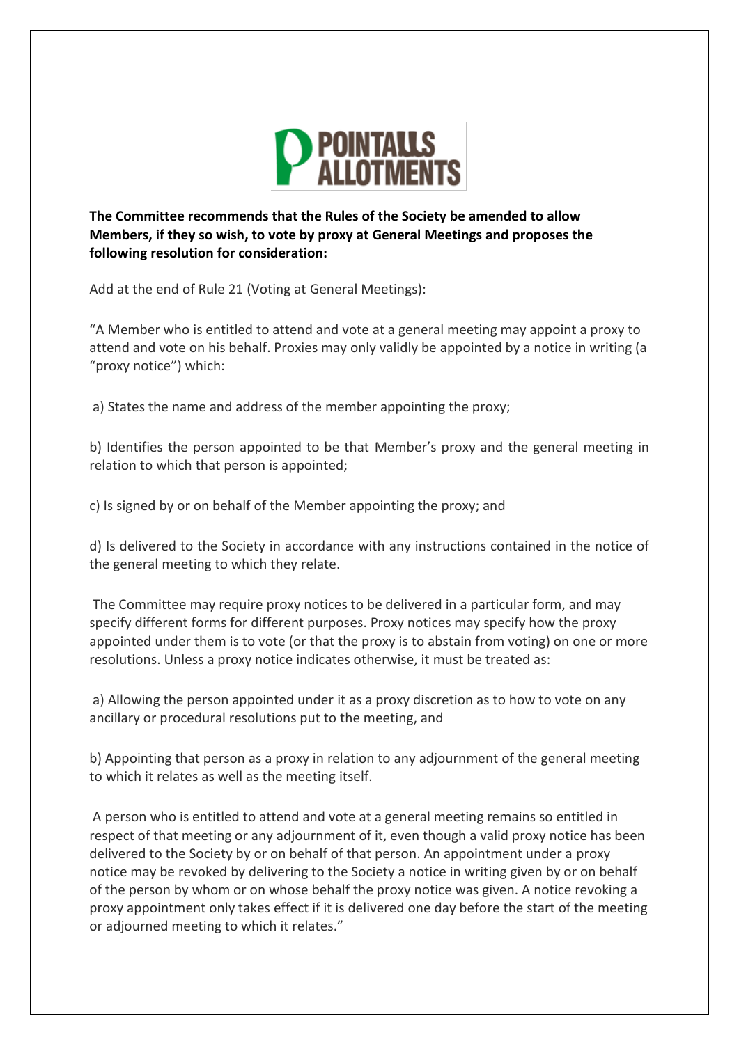**The Committee recommends that the Rules of the Society be amended to allow Members, if they so wish, to vote by proxy at General Meetings and proposes the following resolution for consideration:**

Add at the end of Rule 21 (Voting at General Meetings):

"A Member who is entitled to attend and vote at a general meeting may appoint a proxy to attend and vote on his behalf. Proxies may only validly be appointed by a notice in writing (a "proxy notice") which:

a) States the name and address of the member appointing the proxy;

b) Identifies the person appointed to be that Member's proxy and the general meeting in relation to which that person is appointed;

c) Is signed by or on behalf of the Member appointing the proxy; and

d) Is delivered to the Society in accordance with any instructions contained in the notice of the general meeting to which they relate.

The Committee may require proxy notices to be delivered in a particular form, and may specify different forms for different purposes. Proxy notices may specify how the proxy appointed under them is to vote (or that the proxy is to abstain from voting) on one or more resolutions. Unless a proxy notice indicates otherwise, it must be treated as:

a) Allowing the person appointed under it as a proxy discretion as to how to vote on any ancillary or procedural resolutions put to the meeting, and

b) Appointing that person as a proxy in relation to any adjournment of the general meeting to which it relates as well as the meeting itself.

A person who is entitled to attend and vote at a general meeting remains so entitled in respect of that meeting or any adjournment of it, even though a valid proxy notice has been delivered to the Society by or on behalf of that person. An appointment under a proxy notice may be revoked by delivering to the Society a notice in writing given by or on behalf of the person by whom or on whose behalf the proxy notice was given. A notice revoking a proxy appointment only takes effect if it is delivered one day before the start of the meeting or adjourned meeting to which it relates."